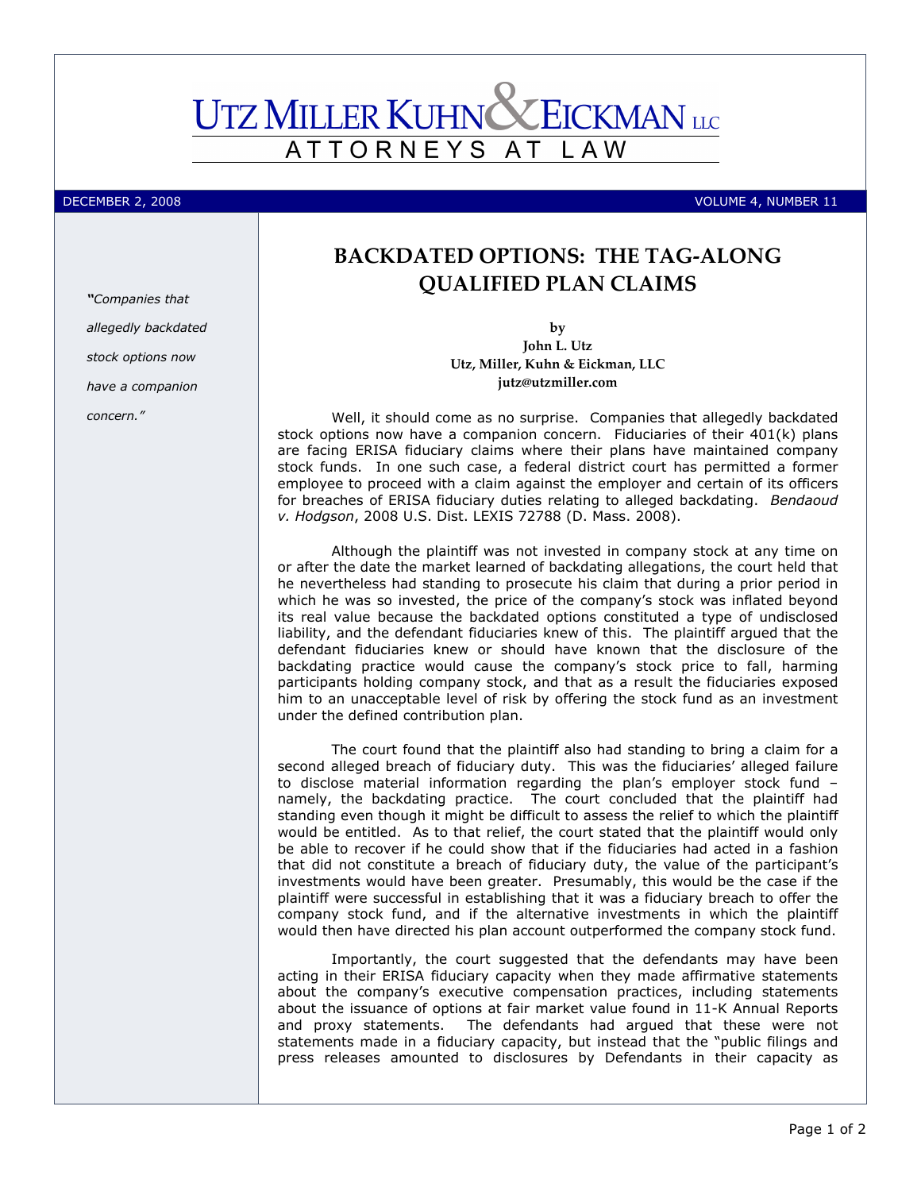# UTZ MILLER KUHN & EICKMAN LLC

ATTORNEYS AT LAW

DECEMBER 2, 2008 VOLUME 4, NUMBER 11

*"Companies that allegedly backdated stock options now have a companion concern."*

## BACKDATED OPTIONS: THE TAG-ALONG QUALIFIED PLAN CLAIMS

**by**
**John L. Utz**
**Utz, Miller, Kuhn & Eickman, LLC**
**jutz@utzmiller.com**

Well, it should come as no surprise. Companies that allegedly backdated stock options now have a companion concern. Fiduciaries of their 401(k) plans are facing ERISA fiduciary claims where their plans have maintained company stock funds. In one such case, a federal district court has permitted a former employee to proceed with a claim against the employer and certain of its officers for breaches of ERISA fiduciary duties relating to alleged backdating. *Bendaoud v. Hodgson*, 2008 U.S. Dist. LEXIS 72788 (D. Mass. 2008).

Although the plaintiff was not invested in company stock at any time on or after the date the market learned of backdating allegations, the court held that he nevertheless had standing to prosecute his claim that during a prior period in which he was so invested, the price of the company's stock was inflated beyond its real value because the backdated options constituted a type of undisclosed liability, and the defendant fiduciaries knew of this. The plaintiff argued that the defendant fiduciaries knew or should have known that the disclosure of the backdating practice would cause the company's stock price to fall, harming participants holding company stock, and that as a result the fiduciaries exposed him to an unacceptable level of risk by offering the stock fund as an investment under the defined contribution plan.

The court found that the plaintiff also had standing to bring a claim for a second alleged breach of fiduciary duty. This was the fiduciaries' alleged failure to disclose material information regarding the plan's employer stock fund – namely, the backdating practice. The court concluded that the plaintiff had standing even though it might be difficult to assess the relief to which the plaintiff would be entitled. As to that relief, the court stated that the plaintiff would only be able to recover if he could show that if the fiduciaries had acted in a fashion that did not constitute a breach of fiduciary duty, the value of the participant's investments would have been greater. Presumably, this would be the case if the plaintiff were successful in establishing that it was a fiduciary breach to offer the company stock fund, and if the alternative investments in which the plaintiff would then have directed his plan account outperformed the company stock fund.

Importantly, the court suggested that the defendants may have been acting in their ERISA fiduciary capacity when they made affirmative statements about the company's executive compensation practices, including statements about the issuance of options at fair market value found in 11-K Annual Reports and proxy statements. The defendants had argued that these were not statements made in a fiduciary capacity, but instead that the "public filings and press releases amounted to disclosures by Defendants in their capacity as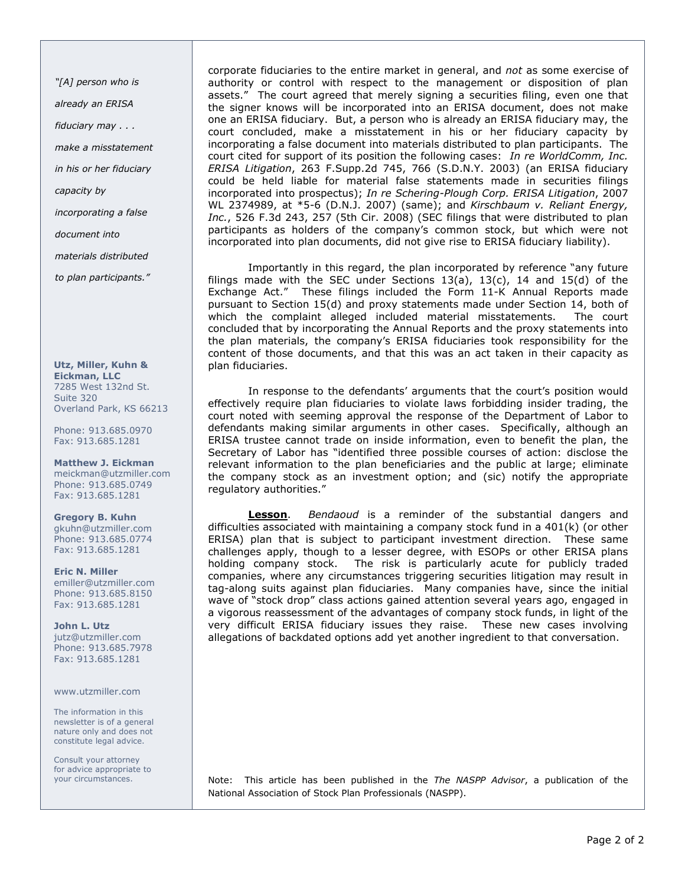corporate fiduciaries to the entire market in general, and *not* as some exercise of authority or control with respect to the management or disposition of plan assets." The court agreed that merely signing a securities filing, even one that the signer knows will be incorporated into an ERISA document, does not make one an ERISA fiduciary. But, a person who is already an ERISA fiduciary may, the court concluded, make a misstatement in his or her fiduciary capacity by incorporating a false document into materials distributed to plan participants. The court cited for support of its position the following cases: *In re WorldComm, Inc. ERISA Litigation*, 263 F.Supp.2d 745, 766 (S.D.N.Y. 2003) (an ERISA fiduciary could be held liable for material false statements made in securities filings incorporated into prospectus); *In re Schering-Plough Corp. ERISA Litigation*, 2007 WL 2374989, at *5-6 (D.N.J. 2007) (same); and *Kirschbaum v. Reliant Energy, Inc.*, 526 F.3d 243, 257 (5th Cir. 2008) (SEC filings that were distributed to plan participants as holders of the company's common stock, but which were not incorporated into plan documents, did not give rise to ERISA fiduciary liability).

*"[A] person who is already an ERISA fiduciary may . . . make a misstatement in his or her fiduciary capacity by incorporating a false document into materials distributed to plan participants."*

Importantly in this regard, the plan incorporated by reference "any future filings made with the SEC under Sections 13(a), 13(c), 14 and 15(d) of the Exchange Act." These filings included the Form 11-K Annual Reports made pursuant to Section 15(d) and proxy statements made under Section 14, both of which the complaint alleged included material misstatements. The court concluded that by incorporating the Annual Reports and the proxy statements into the plan materials, the company's ERISA fiduciaries took responsibility for the content of those documents, and that this was an act taken in their capacity as plan fiduciaries.

In response to the defendants' arguments that the court's position would effectively require plan fiduciaries to violate laws forbidding insider trading, the court noted with seeming approval the response of the Department of Labor to defendants making similar arguments in other cases. Specifically, although an ERISA trustee cannot trade on inside information, even to benefit the plan, the Secretary of Labor has "identified three possible courses of action: disclose the relevant information to the plan beneficiaries and the public at large; eliminate the company stock as an investment option; and (sic) notify the appropriate regulatory authorities."

**Lesson**. *Bendaoud* is a reminder of the substantial dangers and difficulties associated with maintaining a company stock fund in a 401(k) (or other ERISA) plan that is subject to participant investment direction. These same challenges apply, though to a lesser degree, with ESOPs or other ERISA plans holding company stock. The risk is particularly acute for publicly traded companies, where any circumstances triggering securities litigation may result in tag-along suits against plan fiduciaries. Many companies have, since the initial wave of "stock drop" class actions gained attention several years ago, engaged in a vigorous reassessment of the advantages of company stock funds, in light of the very difficult ERISA fiduciary issues they raise. These new cases involving allegations of backdated options add yet another ingredient to that conversation.

Note: This article has been published in the *The NASPP Advisor*, a publication of the National Association of Stock Plan Professionals (NASPP).

**Utz, Miller, Kuhn & Eickman, LLC**
7285 West 132nd St.
Suite 320
Overland Park, KS 66213

Phone: 913.685.0970
Fax: 913.685.1281

**Matthew J. Eickman**
meickman@utzmiller.com
Phone: 913.685.0749
Fax: 913.685.1281

**Gregory B. Kuhn**
gkuhn@utzmiller.com
Phone: 913.685.0774
Fax: 913.685.1281

**Eric N. Miller**
emiller@utzmiller.com
Phone: 913.685.8150
Fax: 913.685.1281

**John L. Utz**
jutz@utzmiller.com
Phone: 913.685.7978
Fax: 913.685.1281

www.utzmiller.com

The information in this newsletter is of a general nature only and does not constitute legal advice.

Consult your attorney for advice appropriate to your circumstances.